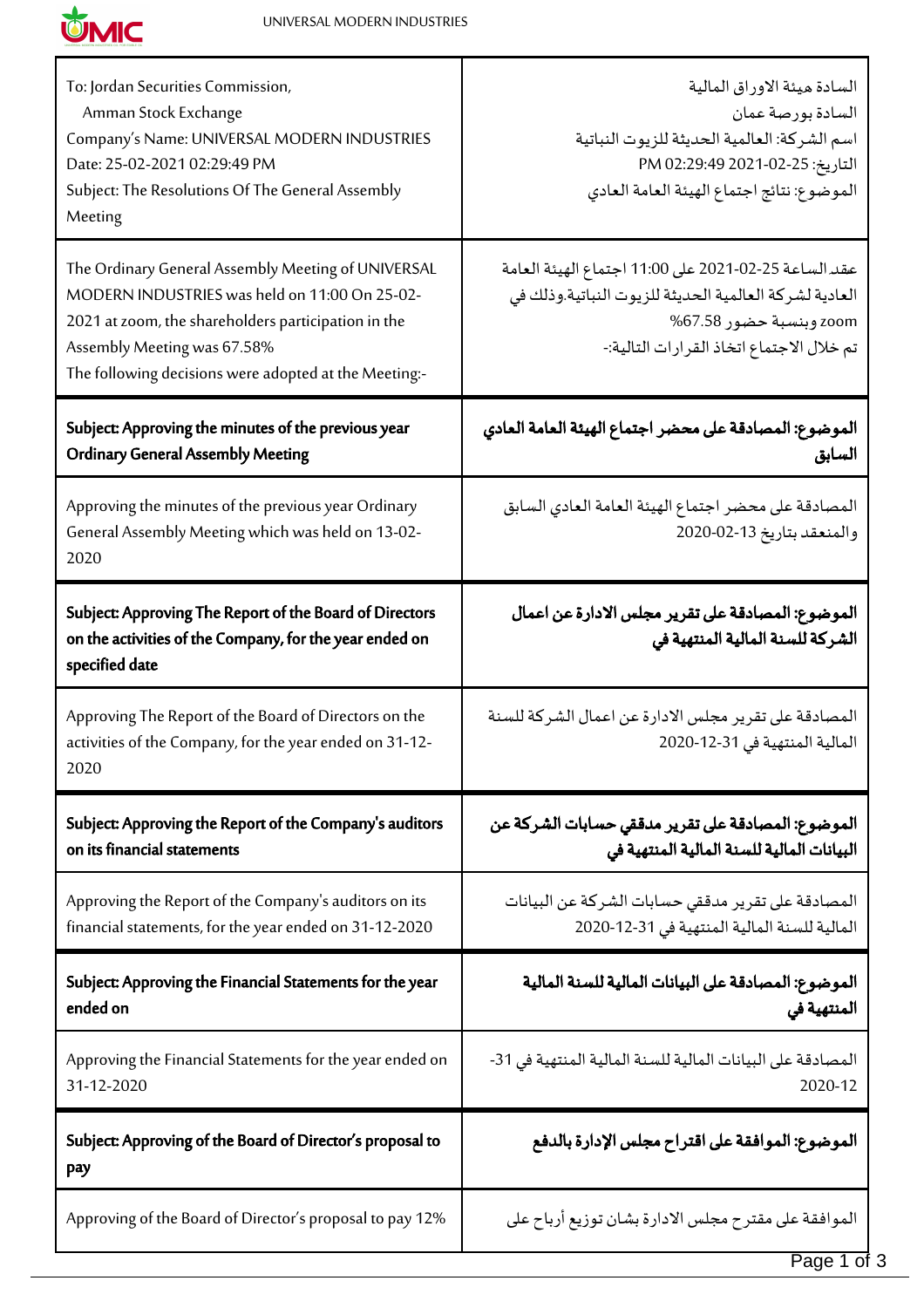| To: Jordan Securities Commission,<br>Amman Stock Exchange<br>Company's Name: UNIVERSAL MODERN INDUSTRIES<br>Date: 25-02-2021 02:29:49 PM<br>Subject: The Resolutions Of The General Assembly Meeting | السادة هيئة الاوراق المالية<br>السادة بورصة عمان<br>اسم الشركة: العالمية الحديثة للزيوت النباتية<br>التاريخ: 2021-02-25 PM 02:29:49<br>الموضوع: نتائج اجتماع الهيئة العامة العادي |
|---|---|
| The Ordinary General Assembly Meeting of UNIVERSAL MODERN INDUSTRIES was held on 11:00 On 25-02-2021 at zoom, the shareholders participation in the Assembly Meeting was 67.58%<br>The following decisions were adopted at the Meeting:- | عقد الساعة 2021-02-25 على 11:00 اجتماع الهيئة العامة العادية لشركة العالمية الحديثة للزيوت النباتية.وذلك في zoom وبنسبة حضور 67.58%<br>تم خلال الاجتماع اتخاذ القرارات التالية:- |
| **Subject: Approving the minutes of the previous year Ordinary General Assembly Meeting** | **الموضوع: المصادقة على محضر اجتماع الهيئة العامة العادي السابق** |
| Approving the minutes of the previous year Ordinary General Assembly Meeting which was held on 13-02-2020 | المصادقة على محضر اجتماع الهيئة العامة العادي السابق والمنعقد بتاريخ 13-02-2020 |
| **Subject: Approving The Report of the Board of Directors on the activities of the Company, for the year ended on specified date** | **الموضوع: المصادقة على تقرير مجلس الادارة عن اعمال الشركة للسنة المالية المنتهية في** |
| Approving The Report of the Board of Directors on the activities of the Company, for the year ended on 31-12-2020 | المصادقة على تقرير مجلس الادارة عن اعمال الشركة للسنة المالية المنتهية في 31-12-2020 |
| **Subject: Approving the Report of the Company's auditors on its financial statements** | **الموضوع: المصادقة على تقرير مدققي حسابات الشركة عن البيانات المالية للسنة المالية المنتهية في** |
| Approving the Report of the Company's auditors on its financial statements, for the year ended on 31-12-2020 | المصادقة على تقرير مدققي حسابات الشركة عن البيانات المالية للسنة المالية المنتهية في 31-12-2020 |
| **Subject: Approving the Financial Statements for the year ended on** | **الموضوع: المصادقة على البيانات المالية للسنة المالية المنتهية في** |
| Approving the Financial Statements for the year ended on 31-12-2020 | المصادقة على البيانات المالية للسنة المالية المنتهية في 31-12-2020 |
| **Subject: Approving of the Board of Director's proposal to pay** | **الموضوع: الموافقة على اقتراح مجلس الإدارة بالدفع** |
| Approving of the Board of Director's proposal to pay 12% | الموافقة على مقترح مجلس الادارة بشان توزيع أرباح على |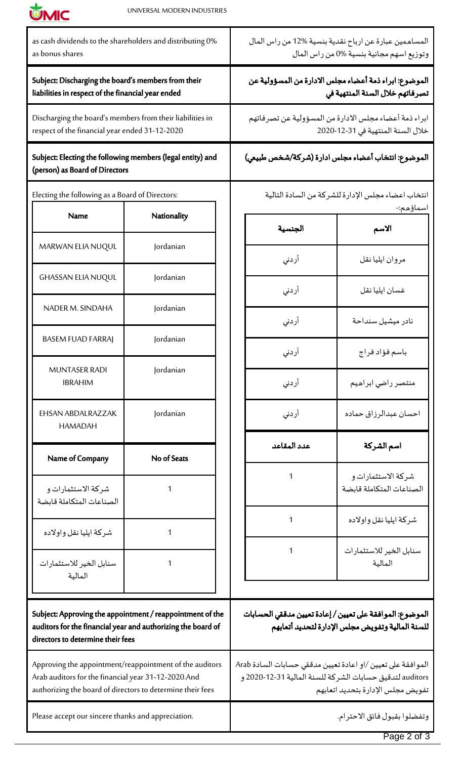as cash dividends to the shareholders and distributing 0% as bonus shares

المساهمين عبارة عن ارباح نقدية بنسبة 12% من راس المال وتوزيع اسهم مجانية بنسبة 0% من راس المال

**Subject: Discharging the board's members from their liabilities in respect of the financial year ended**

**الموضوع: ابراء ذمة أعضاء مجلس الادارة من المسؤولية عن تصرفاتهم خلال السنة المنتهية في**

Discharging the board's members from their liabilities in respect of the financial year ended 31-12-2020

ابراء ذمة أعضاء مجلس الادارة من المسؤولية عن تصرفاتهم خلال السنة المنتهية في 31-12-2020

**Subject: Electing the following members (legal entity) and (person) as Board of Directors**

**الموضوع: انتخاب أعضاء مجلس ادارة (شركة/شخص طبيعي)**

Electing the following as a Board of Directors:

انتخاب اعضاء مجلس الإدارة للشركة من السادة التالية اسماؤهم:-

| Name | Nationality |
|---|---|
| MARWAN ELIA NUQUL | Jordanian |
| GHASSAN ELIA NUQUL | Jordanian |
| NADER M. SINDAHA | Jordanian |
| BASEM FUAD FARRAJ | Jordanian |
| MUNTASER RADI IBRAHIM | Jordanian |
| EHSAN ABDALRAZZAK HAMADAH | Jordanian |

| Name of Company | No of Seats |
|---|---|
| شركة الاستثمارات و الصناعات المتكاملة قابضة | 1 |
| شركة ايليا نقل واولاده | 1 |
| سنابل الخير للاستثمارات المالية | 1 |

| الاسم | الجنسية |
|---|---|
| مروان ايليا نقل | أردني |
| غسان ايليا نقل | أردني |
| نادر ميشيل سنداحة | أردني |
| باسم فؤاد فراج | أردني |
| منتصر راضي ابراهيم | أردني |
| احسان عبدالرزاق حماده | أردني |

| اسم الشركة | عدد المقاعد |
|---|---|
| شركة الاستثمارات و الصناعات المتكاملة قابضة | 1 |
| شركة ايليا نقل واولاده | 1 |
| سنابل الخير للاستثمارات المالية | 1 |

**Subject: Approving the appointment / reappointment of the auditors for the financial year and authorizing the board of directors to determine their fees**

**الموضوع: الموافقة على تعيين / إعادة تعيين مدققي الحسابات للسنة المالية وتفويض مجلس الإدارة لتحديد أتعابهم**

Approving the appointment/reappointment of the auditors Arab auditors for the financial year 31-12-2020.And authorizing the board of directors to determine their fees

الموافقة على تعيين /او اعادة تعيين مدققي حسابات السادة Arab auditors لتدقيق حسابات الشركة للسنة المالية 31-12-2020 و تفويض مجلس الإدارة بتحديد اتعابهم

Please accept our sincere thanks and appreciation.

وتفضلوا بقبول فائق الاحترام.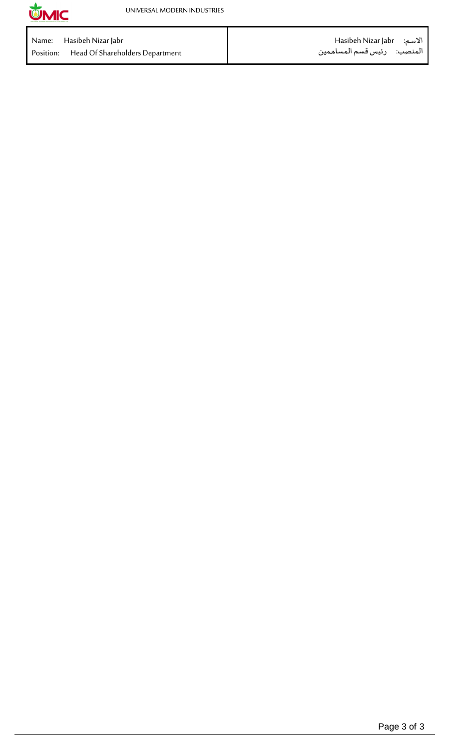| | |
|---|---|
| Name: Hasibeh Nizar Jabr<br>Position: Head Of Shareholders Department | الاسم: Hasibeh Nizar Jabr<br>المنصب: رئيس قسم المساهمين |